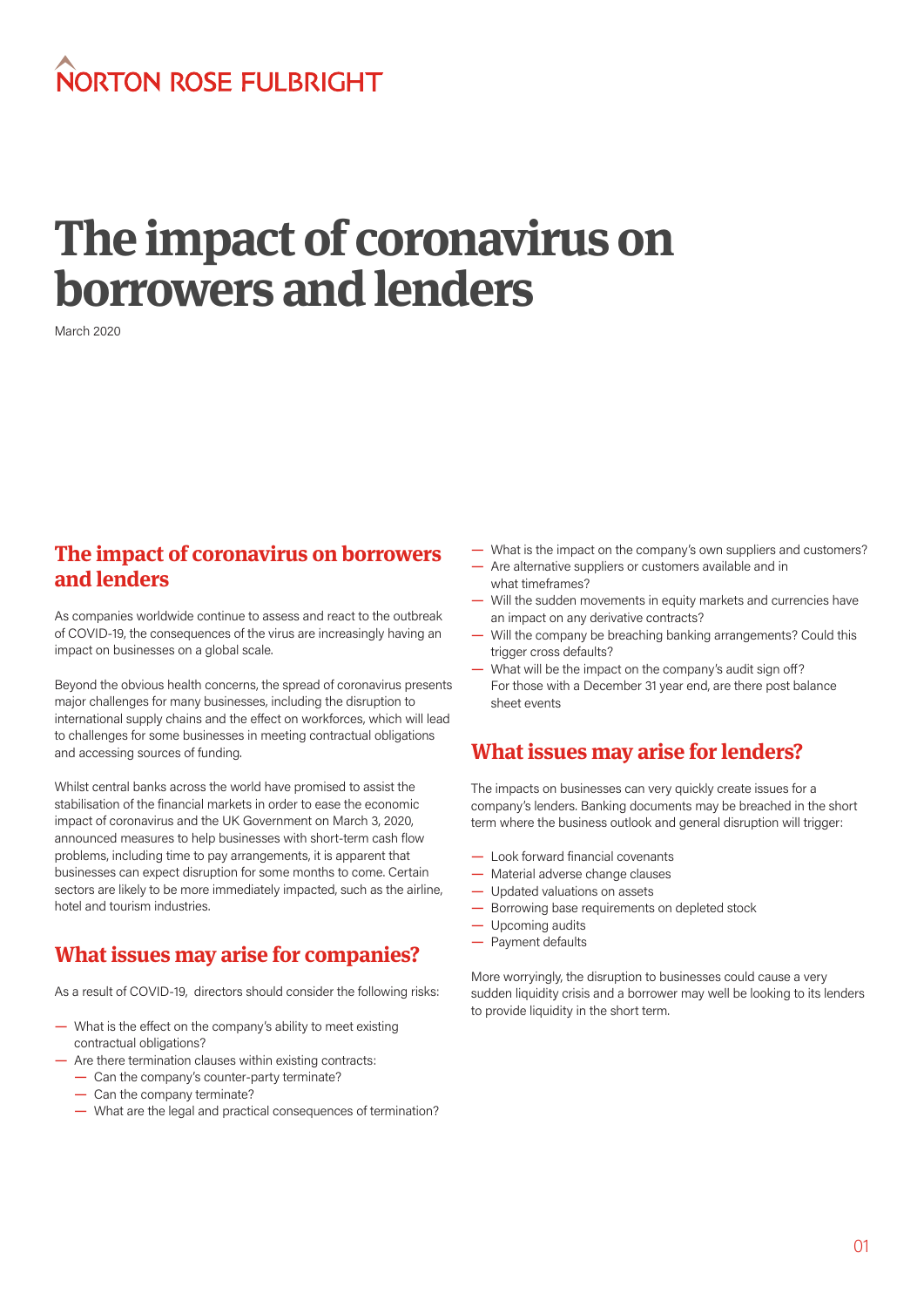NORTON ROSE FULBRIGHT

# The impact of coronavirus on borrowers and lenders

March 2020

## The impact of coronavirus on borrowers and lenders

As companies worldwide continue to assess and react to the outbreak of COVID-19, the consequences of the virus are increasingly having an impact on businesses on a global scale.

Beyond the obvious health concerns, the spread of coronavirus presents major challenges for many businesses, including the disruption to international supply chains and the effect on workforces, which will lead to challenges for some businesses in meeting contractual obligations and accessing sources of funding.

Whilst central banks across the world have promised to assist the stabilisation of the financial markets in order to ease the economic impact of coronavirus and the UK Government on March 3, 2020, announced measures to help businesses with short-term cash flow problems, including time to pay arrangements, it is apparent that businesses can expect disruption for some months to come. Certain sectors are likely to be more immediately impacted, such as the airline, hotel and tourism industries.

## What issues may arise for companies?

As a result of COVID-19, directors should consider the following risks:

- What is the effect on the company's ability to meet existing contractual obligations?
- Are there termination clauses within existing contracts:
  - Can the company's counter-party terminate?
  - Can the company terminate?
  - What are the legal and practical consequences of termination?
- What is the impact on the company's own suppliers and customers?
- Are alternative suppliers or customers available and in what timeframes?
- Will the sudden movements in equity markets and currencies have an impact on any derivative contracts?
- Will the company be breaching banking arrangements? Could this trigger cross defaults?
- What will be the impact on the company's audit sign off? For those with a December 31 year end, are there post balance sheet events

## What issues may arise for lenders?

The impacts on businesses can very quickly create issues for a company's lenders. Banking documents may be breached in the short term where the business outlook and general disruption will trigger:

- Look forward financial covenants
- Material adverse change clauses
- Updated valuations on assets
- Borrowing base requirements on depleted stock
- Upcoming audits
- Payment defaults

More worryingly, the disruption to businesses could cause a very sudden liquidity crisis and a borrower may well be looking to its lenders to provide liquidity in the short term.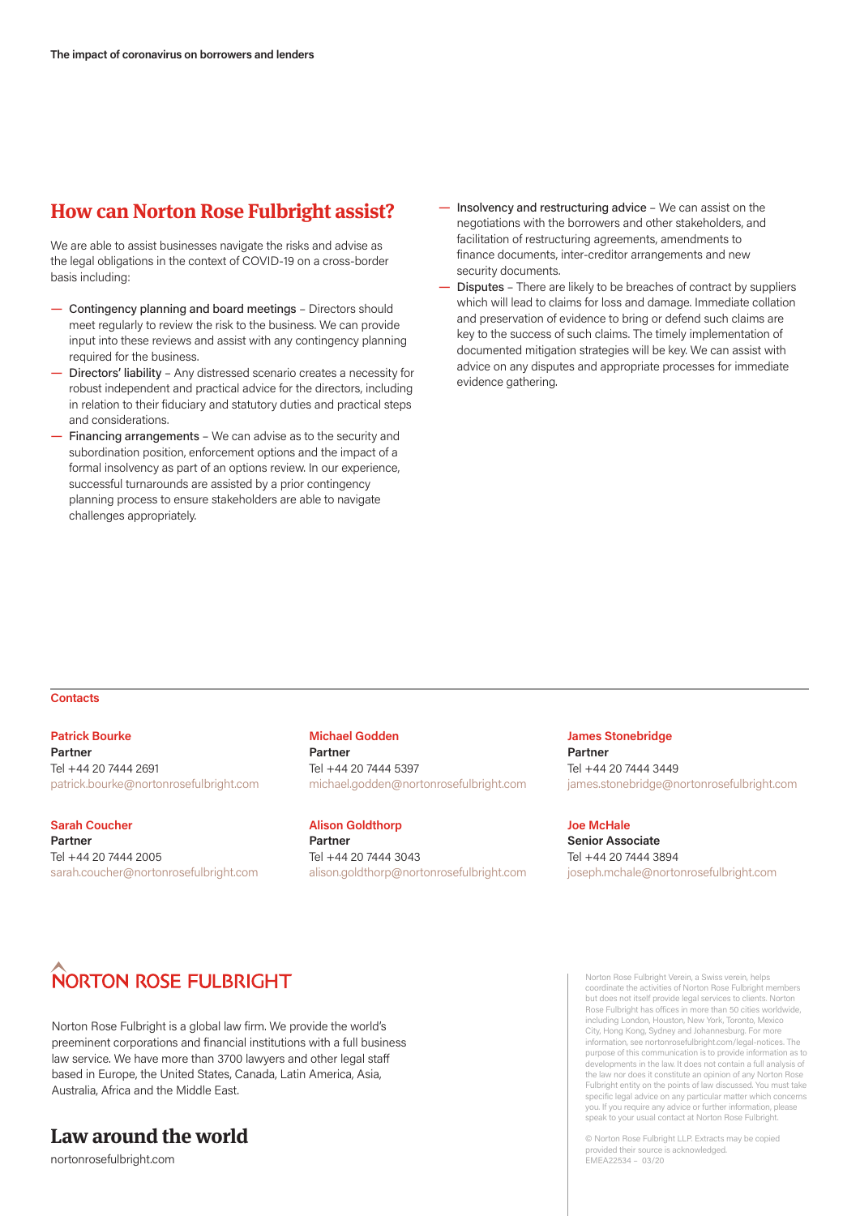## How can Norton Rose Fulbright assist?

We are able to assist businesses navigate the risks and advise as the legal obligations in the context of COVID-19 on a cross-border basis including:

- Contingency planning and board meetings – Directors should meet regularly to review the risk to the business. We can provide input into these reviews and assist with any contingency planning required for the business.
- Directors' liability – Any distressed scenario creates a necessity for robust independent and practical advice for the directors, including in relation to their fiduciary and statutory duties and practical steps and considerations.
- Financing arrangements – We can advise as to the security and subordination position, enforcement options and the impact of a formal insolvency as part of an options review. In our experience, successful turnarounds are assisted by a prior contingency planning process to ensure stakeholders are able to navigate challenges appropriately.
- Insolvency and restructuring advice – We can assist on the negotiations with the borrowers and other stakeholders, and facilitation of restructuring agreements, amendments to finance documents, inter-creditor arrangements and new security documents.
- Disputes – There are likely to be breaches of contract by suppliers which will lead to claims for loss and damage. Immediate collation and preservation of evidence to bring or defend such claims are key to the success of such claims. The timely implementation of documented mitigation strategies will be key. We can assist with advice on any disputes and appropriate processes for immediate evidence gathering.

### Contacts

**Patrick Bourke**
**Partner**
Tel +44 20 7444 2691
patrick.bourke@nortonrosefulbright.com

**Michael Godden**
**Partner**
Tel +44 20 7444 5397
michael.godden@nortonrosefulbright.com

**James Stonebridge**
**Partner**
Tel +44 20 7444 3449
james.stonebridge@nortonrosefulbright.com

**Sarah Coucher**
**Partner**
Tel +44 20 7444 2005
sarah.coucher@nortonrosefulbright.com

**Alison Goldthorp**
**Partner**
Tel +44 20 7444 3043
alison.goldthorp@nortonrosefulbright.com

**Joe McHale**
**Senior Associate**
Tel +44 20 7444 3894
joseph.mchale@nortonrosefulbright.com

NORTON ROSE FULBRIGHT

Norton Rose Fulbright is a global law firm. We provide the world's preeminent corporations and financial institutions with a full business law service. We have more than 3700 lawyers and other legal staff based in Europe, the United States, Canada, Latin America, Asia, Australia, Africa and the Middle East.

## Law around the world

nortonrosefulbright.com

Norton Rose Fulbright Verein, a Swiss verein, helps coordinate the activities of Norton Rose Fulbright members but does not itself provide legal services to clients. Norton Rose Fulbright has offices in more than 50 cities worldwide, including London, Houston, New York, Toronto, Mexico City, Hong Kong, Sydney and Johannesburg. For more information, see nortonrosefulbright.com/legal-notices. The purpose of this communication is to provide information as to developments in the law. It does not contain a full analysis of the law nor does it constitute an opinion of any Norton Rose Fulbright entity on the points of law discussed. You must take specific legal advice on any particular matter which concerns you. If you require any advice or further information, please speak to your usual contact at Norton Rose Fulbright.

© Norton Rose Fulbright LLP. Extracts may be copied provided their source is acknowledged.
EMEA22534 – 03/20